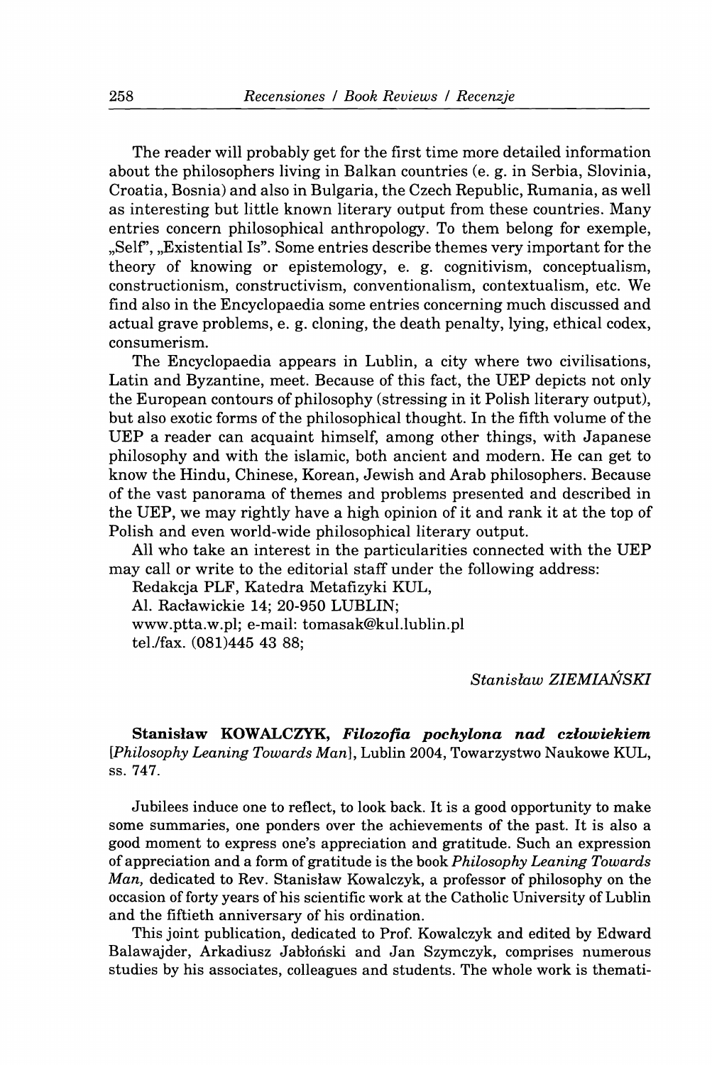The reader will probably get for the first time more detailed information about the philosophers living in Balkan countries (e. g. in Serbia, Slovinia, Croatia, Bosnia) and also in Bulgaria, the Czech Republic, Rumania, as well as interesting but little known literary output from these countries. Many entries concern philosophical anthropology. To them belong for exemple, „Self", „Existential Is". Some entries describe themes very important for the theory of knowing or epistemology, e. g. cognitivism, conceptualism, constructionism, constructivism, conventionalism, contextualism, etc. We find also in the Encyclopaedia some entries concerning much discussed and actual grave problems, e. g. cloning, the death penalty, lying, ethical codex, consumerism.

The Encyclopaedia appears in Lublin, a city where two civilisations, Latin and Byzantine, meet. Because of this fact, the UEP depicts not only the European contours of philosophy (stressing in it Polish literary output), but also exotic forms of the philosophical thought. In the fifth volume of the UEP a reader can acquaint himself, among other things, with Japanese philosophy and with the islamic, both ancient and modern. He can get to know the Hindu, Chinese, Korean, Jewish and Arab philosophers. Because of the vast panorama of themes and problems presented and described in the UEP, we may rightly have a high opinion of it and rank it at the top of Polish and even world-wide philosophical literary output.

All who take an interest in the particularities connected with the UEP may call or write to the editorial staff under the following address:

Redakcja PLF, Katedra Metafizyki KUL,
Al. Racławickie 14; 20-950 LUBLIN;
www.ptta.w.pl; e-mail: tomasak@kul.lublin.pl
tel./fax. (081)445 43 88;

*Stanisław ZIEMIAŃSKI*

**Stanisław KOWALCZYK, *Filozofia pochylona nad człowiekiem*** [*Philosophy Leaning Towards Man*], Lublin 2004, Towarzystwo Naukowe KUL, ss. 747.

Jubilees induce one to reflect, to look back. It is a good opportunity to make some summaries, one ponders over the achievements of the past. It is also a good moment to express one's appreciation and gratitude. Such an expression of appreciation and a form of gratitude is the book *Philosophy Leaning Towards Man,* dedicated to Rev. Stanisław Kowalczyk, a professor of philosophy on the occasion of forty years of his scientific work at the Catholic University of Lublin and the fiftieth anniversary of his ordination.

This joint publication, dedicated to Prof. Kowalczyk and edited by Edward Balawajder, Arkadiusz Jabłoński and Jan Szymczyk, comprises numerous studies by his associates, colleagues and students. The whole work is themati-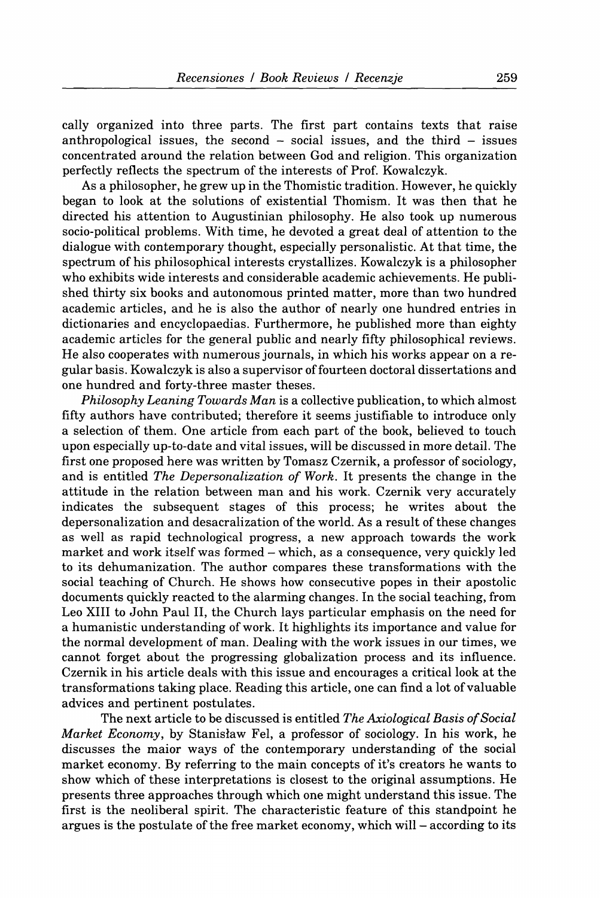cally organized into three parts. The first part contains texts that raise anthropological issues, the second – social issues, and the third – issues concentrated around the relation between God and religion. This organization perfectly reflects the spectrum of the interests of Prof. Kowalczyk.

As a philosopher, he grew up in the Thomistic tradition. However, he quickly began to look at the solutions of existential Thomism. It was then that he directed his attention to Augustinian philosophy. He also took up numerous socio-political problems. With time, he devoted a great deal of attention to the dialogue with contemporary thought, especially personalistic. At that time, the spectrum of his philosophical interests crystallizes. Kowalczyk is a philosopher who exhibits wide interests and considerable academic achievements. He published thirty six books and autonomous printed matter, more than two hundred academic articles, and he is also the author of nearly one hundred entries in dictionaries and encyclopaedias. Furthermore, he published more than eighty academic articles for the general public and nearly fifty philosophical reviews. He also cooperates with numerous journals, in which his works appear on a regular basis. Kowalczyk is also a supervisor of fourteen doctoral dissertations and one hundred and forty-three master theses.

*Philosophy Leaning Towards Man* is a collective publication, to which almost fifty authors have contributed; therefore it seems justifiable to introduce only a selection of them. One article from each part of the book, believed to touch upon especially up-to-date and vital issues, will be discussed in more detail. The first one proposed here was written by Tomasz Czernik, a professor of sociology, and is entitled *The Depersonalization of Work*. It presents the change in the attitude in the relation between man and his work. Czernik very accurately indicates the subsequent stages of this process; he writes about the depersonalization and desacralization of the world. As a result of these changes as well as rapid technological progress, a new approach towards the work market and work itself was formed – which, as a consequence, very quickly led to its dehumanization. The author compares these transformations with the social teaching of Church. He shows how consecutive popes in their apostolic documents quickly reacted to the alarming changes. In the social teaching, from Leo XIII to John Paul II, the Church lays particular emphasis on the need for a humanistic understanding of work. It highlights its importance and value for the normal development of man. Dealing with the work issues in our times, we cannot forget about the progressing globalization process and its influence. Czernik in his article deals with this issue and encourages a critical look at the transformations taking place. Reading this article, one can find a lot of valuable advices and pertinent postulates.

The next article to be discussed is entitled *The Axiological Basis of Social Market Economy*, by Stanisław Fel, a professor of sociology. In his work, he discusses the maior ways of the contemporary understanding of the social market economy. By referring to the main concepts of it's creators he wants to show which of these interpretations is closest to the original assumptions. He presents three approaches through which one might understand this issue. The first is the neoliberal spirit. The characteristic feature of this standpoint he argues is the postulate of the free market economy, which will – according to its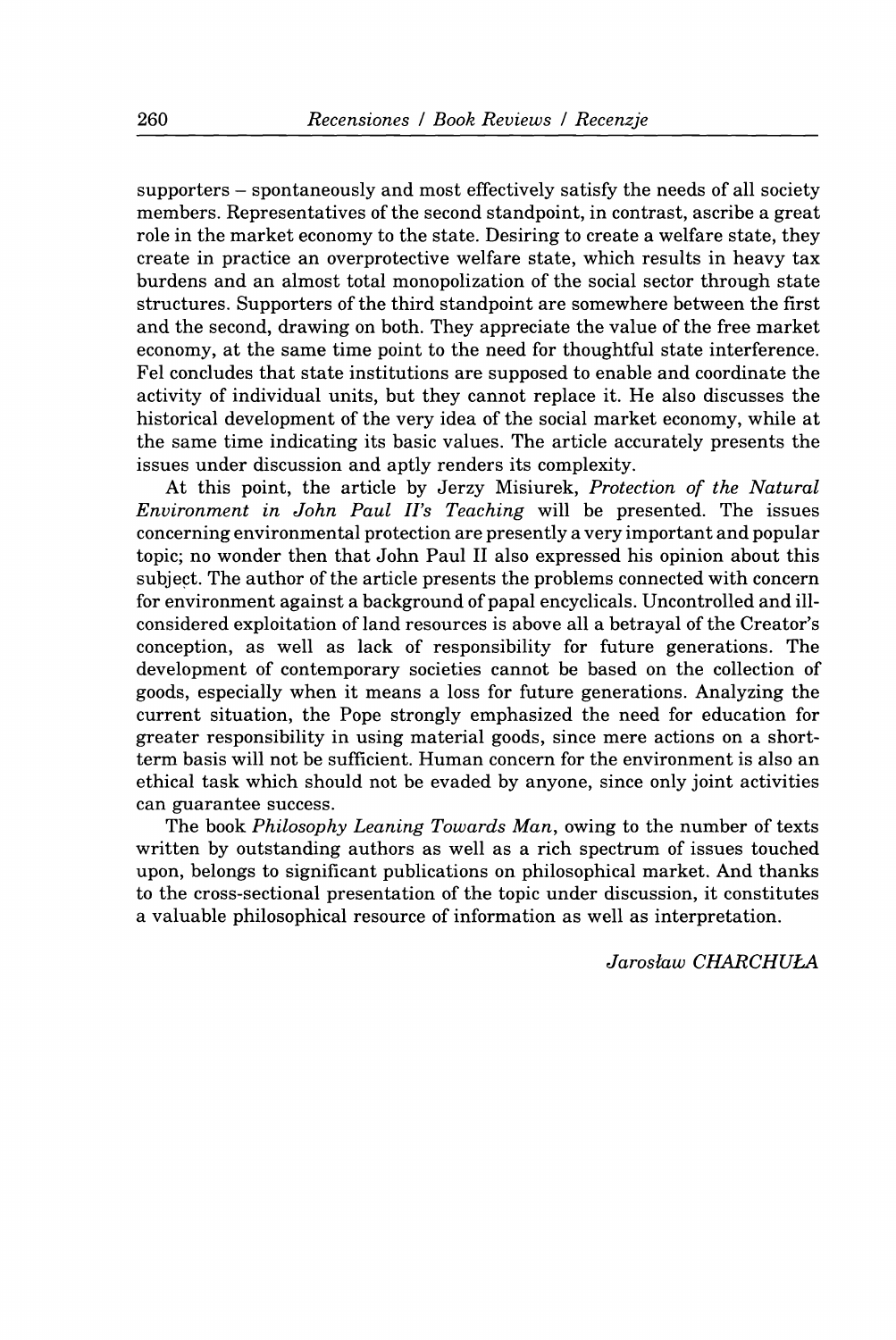supporters – spontaneously and most effectively satisfy the needs of all society members. Representatives of the second standpoint, in contrast, ascribe a great role in the market economy to the state. Desiring to create a welfare state, they create in practice an overprotective welfare state, which results in heavy tax burdens and an almost total monopolization of the social sector through state structures. Supporters of the third standpoint are somewhere between the first and the second, drawing on both. They appreciate the value of the free market economy, at the same time point to the need for thoughtful state interference. Fel concludes that state institutions are supposed to enable and coordinate the activity of individual units, but they cannot replace it. He also discusses the historical development of the very idea of the social market economy, while at the same time indicating its basic values. The article accurately presents the issues under discussion and aptly renders its complexity.

At this point, the article by Jerzy Misiurek, *Protection of the Natural Environment in John Paul II's Teaching* will be presented. The issues concerning environmental protection are presently a very important and popular topic; no wonder then that John Paul II also expressed his opinion about this subject. The author of the article presents the problems connected with concern for environment against a background of papal encyclicals. Uncontrolled and ill-considered exploitation of land resources is above all a betrayal of the Creator's conception, as well as lack of responsibility for future generations. The development of contemporary societies cannot be based on the collection of goods, especially when it means a loss for future generations. Analyzing the current situation, the Pope strongly emphasized the need for education for greater responsibility in using material goods, since mere actions on a short-term basis will not be sufficient. Human concern for the environment is also an ethical task which should not be evaded by anyone, since only joint activities can guarantee success.

The book *Philosophy Leaning Towards Man*, owing to the number of texts written by outstanding authors as well as a rich spectrum of issues touched upon, belongs to significant publications on philosophical market. And thanks to the cross-sectional presentation of the topic under discussion, it constitutes a valuable philosophical resource of information as well as interpretation.

*Jarosław CHARCHUŁA*